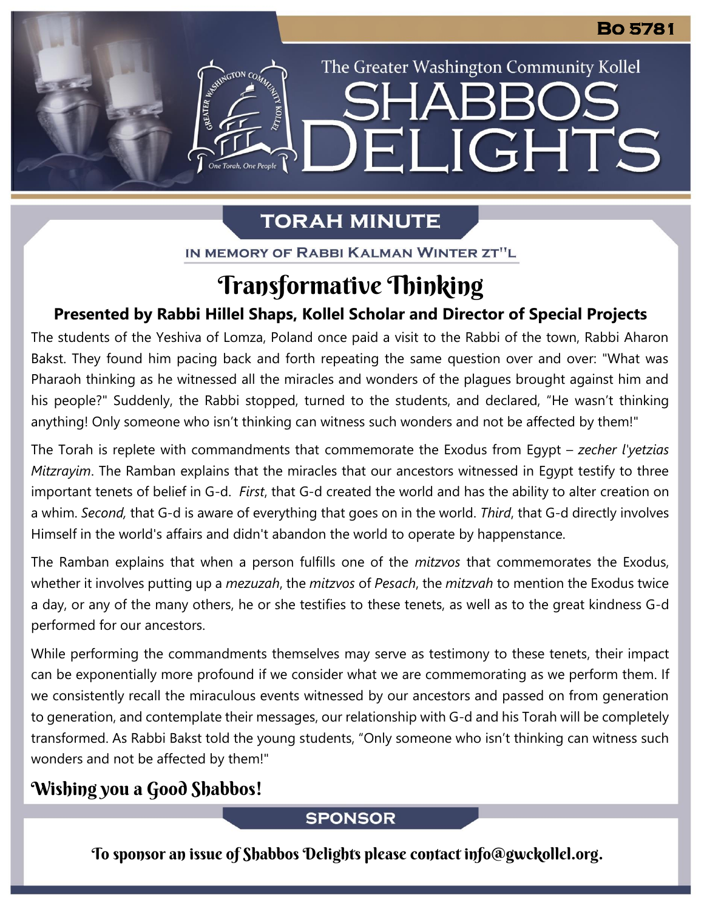Bo 5781

The Greater Washington Community Kollel

# SHABBOS DELIGHTS

## TORAH MINUTE

IN MEMORY OF RABBI KALMAN WINTER ZT"L

# Transformative Thinking

**Presented by Rabbi Hillel Shaps, Kollel Scholar and Director of Special Projects**

The students of the Yeshiva of Lomza, Poland once paid a visit to the Rabbi of the town, Rabbi Aharon Bakst. They found him pacing back and forth repeating the same question over and over: "What was Pharaoh thinking as he witnessed all the miracles and wonders of the plagues brought against him and his people?" Suddenly, the Rabbi stopped, turned to the students, and declared, "He wasn't thinking anything! Only someone who isn't thinking can witness such wonders and not be affected by them!"

The Torah is replete with commandments that commemorate the Exodus from Egypt – *zecher l'yetzias Mitzrayim*. The Ramban explains that the miracles that our ancestors witnessed in Egypt testify to three important tenets of belief in G-d. *First*, that G-d created the world and has the ability to alter creation on a whim. *Second,* that G-d is aware of everything that goes on in the world. *Third*, that G-d directly involves Himself in the world's affairs and didn't abandon the world to operate by happenstance.

The Ramban explains that when a person fulfills one of the *mitzvos* that commemorates the Exodus, whether it involves putting up a *mezuzah*, the *mitzvos* of *Pesach*, the *mitzvah* to mention the Exodus twice a day, or any of the many others, he or she testifies to these tenets, as well as to the great kindness G-d performed for our ancestors.

While performing the commandments themselves may serve as testimony to these tenets, their impact can be exponentially more profound if we consider what we are commemorating as we perform them. If we consistently recall the miraculous events witnessed by our ancestors and passed on from generation to generation, and contemplate their messages, our relationship with G-d and his Torah will be completely transformed. As Rabbi Bakst told the young students, "Only someone who isn't thinking can witness such wonders and not be affected by them!"

### Wishing you a Good Shabbos!

## SPONSOR

To sponsor an issue of Shabbos Delights please contact info@gwckollel.org.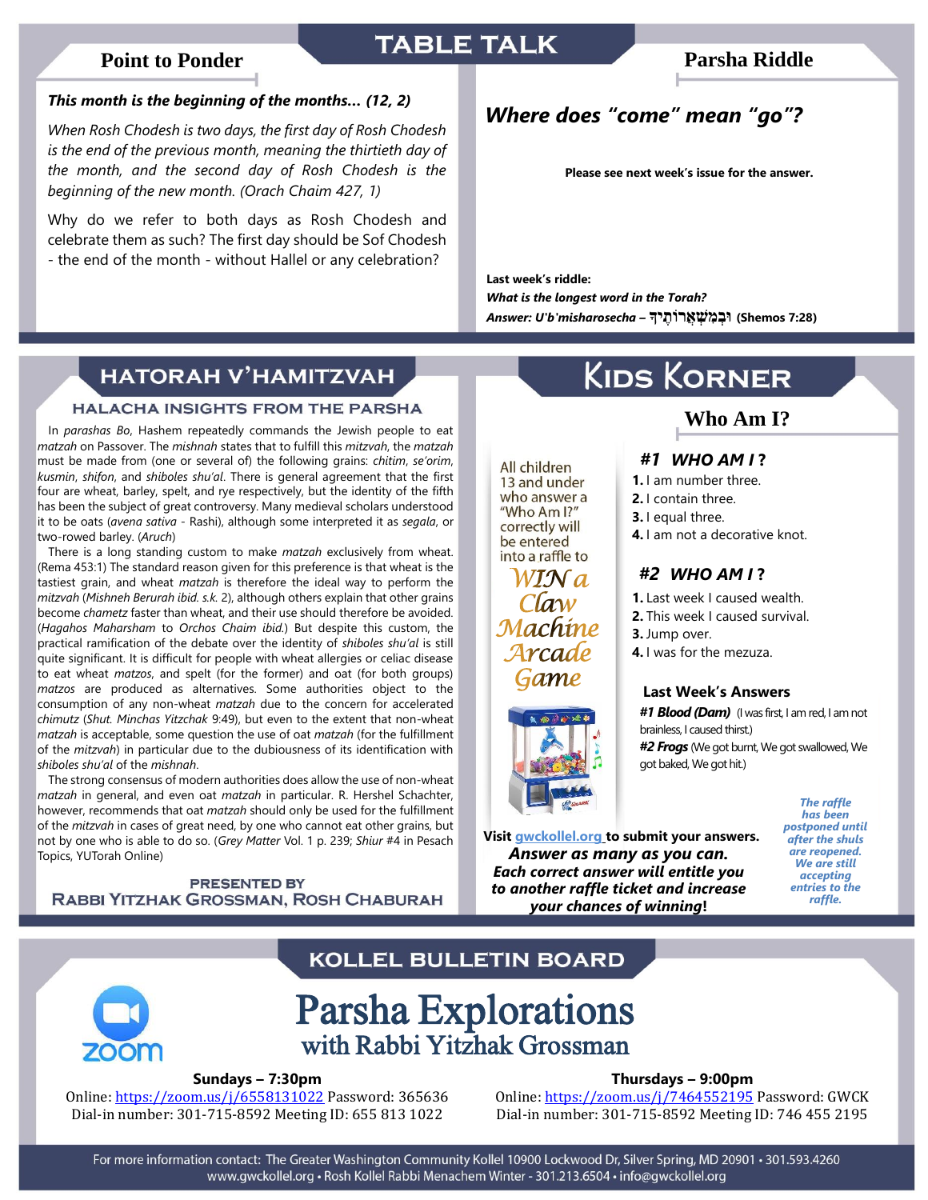# TABLE TALK

## Point to Ponder

***This month is the beginning of the months... (12, 2)***

*When Rosh Chodesh is two days, the first day of Rosh Chodesh is the end of the previous month, meaning the thirtieth day of the month, and the second day of Rosh Chodesh is the beginning of the new month. (Orach Chaim 427, 1)*

Why do we refer to both days as Rosh Chodesh and celebrate them as such? The first day should be Sof Chodesh - the end of the month - without Hallel or any celebration?

## Parsha Riddle

***Where does "come" mean "go"?***

**Please see next week's issue for the answer.**

**Last week's riddle:**
***What is the longest word in the Torah?***
***Answer: U'b'misharosecha –* וּבְמִשְׁאֲרוֹתֶיךָ (Shemos 7:28)**

# HATORAH V'HAMITZVAH

## HALACHA INSIGHTS FROM THE PARSHA

In *parashas Bo*, Hashem repeatedly commands the Jewish people to eat *matzah* on Passover. The *mishnah* states that to fulfill this *mitzvah*, the *matzah* must be made from (one or several of) the following grains: *chitim*, *se'orim*, *kusmin*, *shifon*, and *shiboles shu'al*. There is general agreement that the first four are wheat, barley, spelt, and rye respectively, but the identity of the fifth has been the subject of great controversy. Many medieval scholars understood it to be oats (*avena sativa* - Rashi), although some interpreted it as *segala*, or two-rowed barley. (*Aruch*)

There is a long standing custom to make *matzah* exclusively from wheat. (Rema 453:1) The standard reason given for this preference is that wheat is the tastiest grain, and wheat *matzah* is therefore the ideal way to perform the *mitzvah* (*Mishneh Berurah ibid. s.k.* 2), although others explain that other grains become *chametz* faster than wheat, and their use should therefore be avoided. (*Hagahos Maharsham* to *Orchos Chaim ibid.*) But despite this custom, the practical ramification of the debate over the identity of *shiboles shu'al* is still quite significant. It is difficult for people with wheat allergies or celiac disease to eat wheat *matzos*, and spelt (for the former) and oat (for both groups) *matzos* are produced as alternatives. Some authorities object to the consumption of any non-wheat *matzah* due to the concern for accelerated *chimutz* (*Shut. Minchas Yitzchak* 9:49), but even to the extent that non-wheat *matzah* is acceptable, some question the use of oat *matzah* (for the fulfillment of the *mitzvah*) in particular due to the dubiousness of its identification with *shiboles shu'al* of the *mishnah*.

The strong consensus of modern authorities does allow the use of non-wheat *matzah* in general, and even oat *matzah* in particular. R. Hershel Schachter, however, recommends that oat *matzah* should only be used for the fulfillment of the *mitzvah* in cases of great need, by one who cannot eat other grains, but not by one who is able to do so. (*Grey Matter* Vol. 1 p. 239; *Shiur* #4 in Pesach Topics, YUTorah Online)

PRESENTED BY
RABBI YITZHAK GROSSMAN, ROSH CHABURAH

# KIDS KORNER

## Who Am I?

All children 13 and under who answer a "Who Am I?" correctly will be entered into a raffle to

WIN a Claw Machine Arcade Game

### #1 WHO AM I?

1. I am number three.
2. I contain three.
3. I equal three.
4. I am not a decorative knot.

### #2 WHO AM I?

1. Last week I caused wealth.
2. This week I caused survival.
3. Jump over.
4. I was for the mezuza.

### Last Week's Answers

***#1 Blood (Dam)*** (I was first, I am red, I am not brainless, I caused thirst.)

***#2 Frogs*** (We got burnt, We got swallowed, We got baked, We got hit.)

**Visit gwckollel.org to submit your answers.**
***Answer as many as you can.***
***Each correct answer will entitle you to another raffle ticket and increase your chances of winning!***

*The raffle has been postponed until after the shuls are reopened. We are still accepting entries to the raffle.*

# KOLLEL BULLETIN BOARD

zoom

## Parsha Explorations
### with Rabbi Yitzhak Grossman

**Sundays – 7:30pm**
Online: https://zoom.us/j/6558131022 Password: 365636
Dial-in number: 301-715-8592 Meeting ID: 655 813 1022

**Thursdays – 9:00pm**
Online: https://zoom.us/j/7464552195 Password: GWCK
Dial-in number: 301-715-8592 Meeting ID: 746 455 2195

For more information contact: The Greater Washington Community Kollel 10900 Lockwood Dr, Silver Spring, MD 20901 • 301.593.4260
www.gwckollel.org • Rosh Kollel Rabbi Menachem Winter - 301.213.6504 • info@gwckollel.org